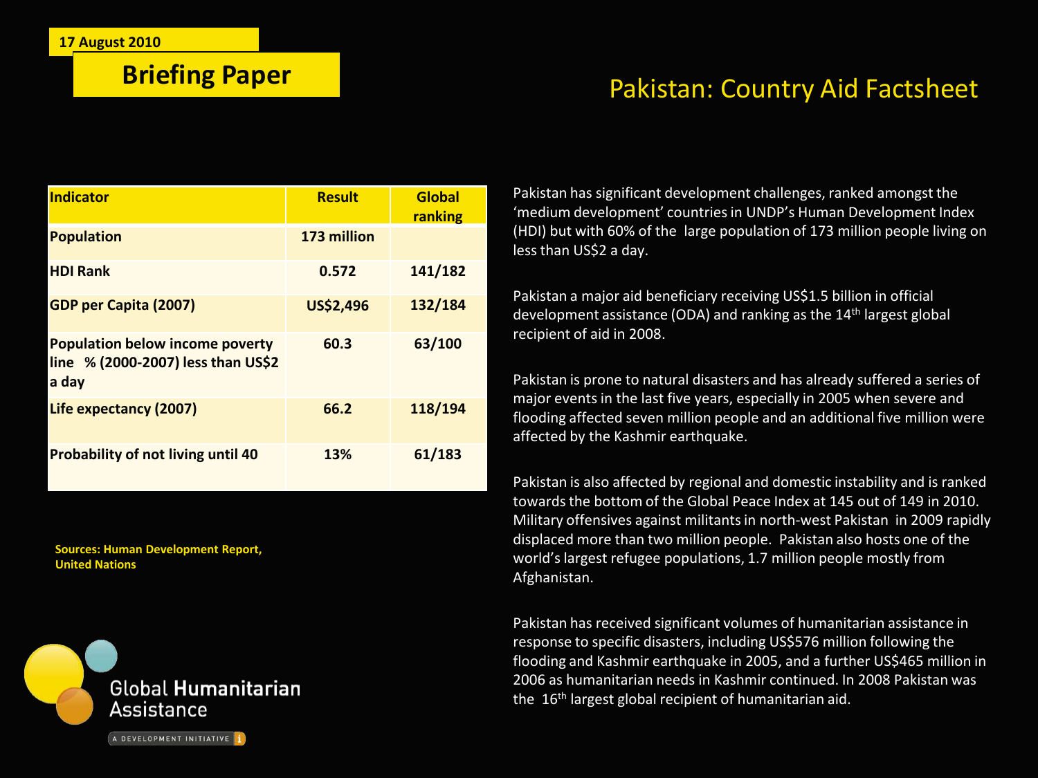17 August 2010

**Briefing Paper**

# Pakistan: Country Aid Factsheet

| Indicator | Result | Global ranking |
|---|---|---|
| Population | 173 million | |
| HDI Rank | 0.572 | 141/182 |
| GDP per Capita (2007) | US$2,496 | 132/184 |
| Population below income poverty line % (2000-2007) less than US$2 a day | 60.3 | 63/100 |
| Life expectancy (2007) | 66.2 | 118/194 |
| Probability of not living until 40 | 13% | 61/183 |

**Sources: Human Development Report, United Nations**

Pakistan has significant development challenges, ranked amongst the 'medium development' countries in UNDP's Human Development Index (HDI) but with 60% of the large population of 173 million people living on less than US$2 a day.

Pakistan a major aid beneficiary receiving US$1.5 billion in official development assistance (ODA) and ranking as the 14th largest global recipient of aid in 2008.

Pakistan is prone to natural disasters and has already suffered a series of major events in the last five years, especially in 2005 when severe and flooding affected seven million people and an additional five million were affected by the Kashmir earthquake.

Pakistan is also affected by regional and domestic instability and is ranked towards the bottom of the Global Peace Index at 145 out of 149 in 2010. Military offensives against militants in north-west Pakistan in 2009 rapidly displaced more than two million people. Pakistan also hosts one of the world's largest refugee populations, 1.7 million people mostly from Afghanistan.

Pakistan has received significant volumes of humanitarian assistance in response to specific disasters, including US$576 million following the flooding and Kashmir earthquake in 2005, and a further US$465 million in 2006 as humanitarian needs in Kashmir continued. In 2008 Pakistan was the 16th largest global recipient of humanitarian aid.

Global Humanitarian Assistance

A DEVELOPMENT INITIATIVE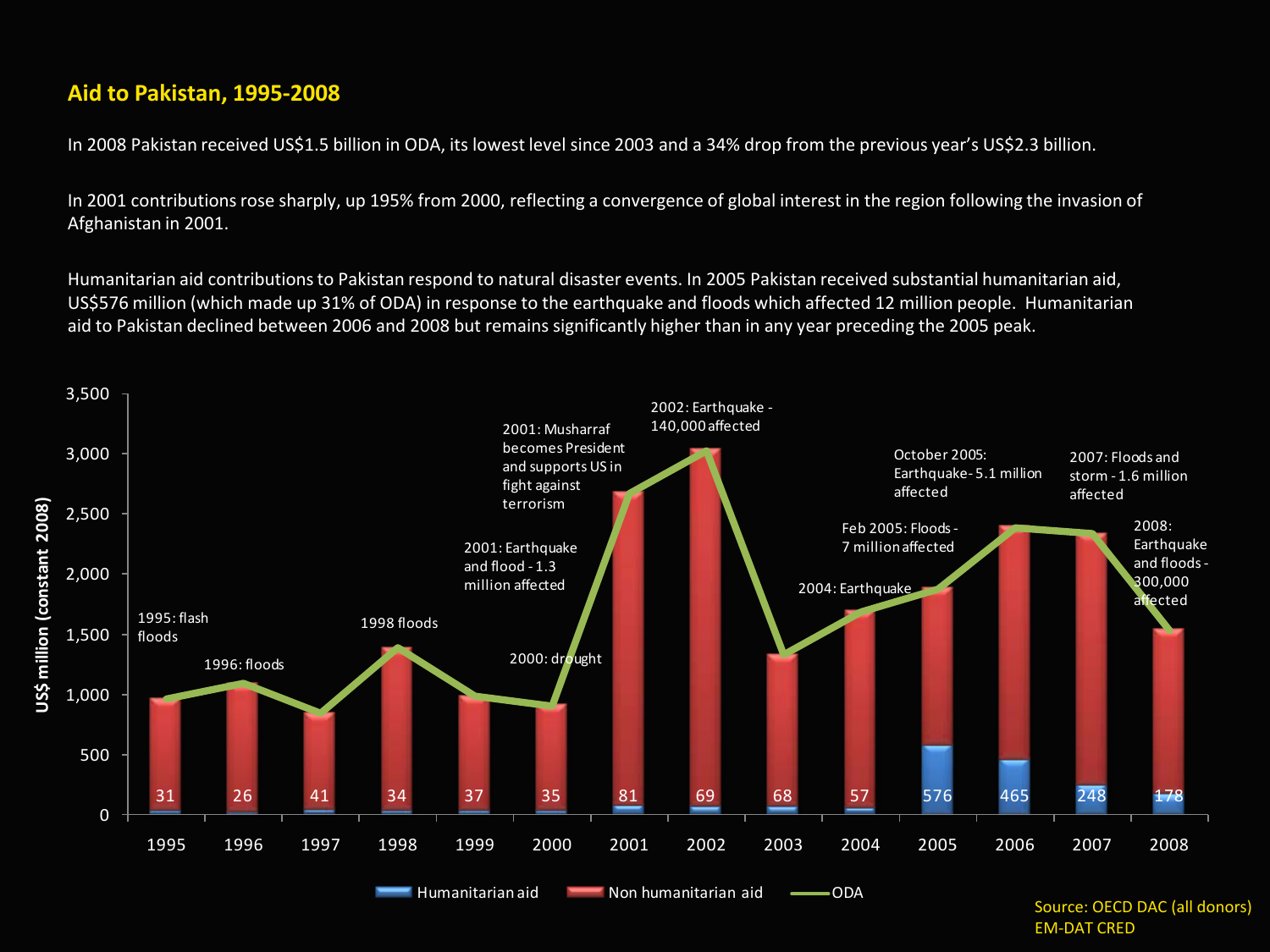## Aid to Pakistan, 1995-2008

In 2008 Pakistan received US$1.5 billion in ODA, its lowest level since 2003 and a 34% drop from the previous year's US$2.3 billion.

In 2001 contributions rose sharply, up 195% from 2000, reflecting a convergence of global interest in the region following the invasion of Afghanistan in 2001.

Humanitarian aid contributions to Pakistan respond to natural disaster events. In 2005 Pakistan received substantial humanitarian aid, US$576 million (which made up 31% of ODA) in response to the earthquake and floods which affected 12 million people. Humanitarian aid to Pakistan declined between 2006 and 2008 but remains significantly higher than in any year preceding the 2005 peak.

| Year | Humanitarian aid (US$ million, constant 2008) | Event |
|---|---|---|
| 1995 | 31 | 1995: flash floods |
| 1996 | 26 | 1996: floods |
| 1997 | 41 | |
| 1998 | 34 | 1998 floods |
| 1999 | 37 | |
| 2000 | 35 | 2000: drought |
| 2001 | 81 | 2001: Earthquake and flood - 1.3 million affected; 2001: Musharraf becomes President and supports US in fight against terrorism |
| 2002 | 69 | 2002: Earthquake - 140,000 affected |
| 2003 | 68 | |
| 2004 | 57 | 2004: Earthquake |
| 2005 | 576 | Feb 2005: Floods - 7 million affected; October 2005: Earthquake - 5.1 million affected |
| 2006 | 465 | |
| 2007 | 248 | 2007: Floods and storm - 1.6 million affected |
| 2008 | 178 | 2008: Earthquake and floods - 300,000 affected |

Legend: Humanitarian aid, Non humanitarian aid, ODA. Y-axis: US$ million (constant 2008).

Source: OECD DAC (all donors) EM-DAT CRED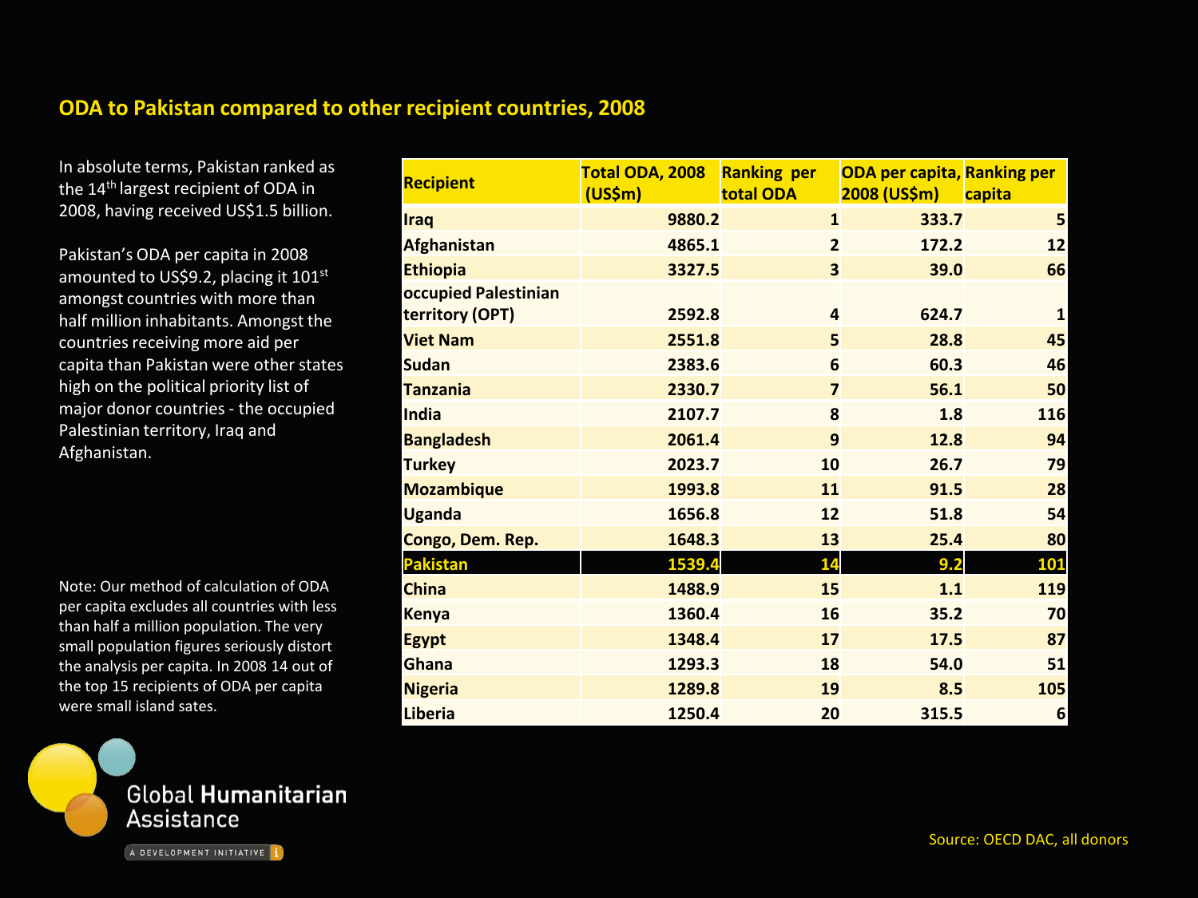# ODA to Pakistan compared to other recipient countries, 2008

In absolute terms, Pakistan ranked as the 14th largest recipient of ODA in 2008, having received US$1.5 billion.

Pakistan's ODA per capita in 2008 amounted to US$9.2, placing it 101st amongst countries with more than half million inhabitants. Amongst the countries receiving more aid per capita than Pakistan were other states high on the political priority list of major donor countries - the occupied Palestinian territory, Iraq and Afghanistan.

| Recipient | Total ODA, 2008 (US$m) | Ranking per total ODA | ODA per capita, 2008 (US$m) | Ranking per capita |
|---|---|---|---|---|
| Iraq | 9880.2 | 1 | 333.7 | 5 |
| Afghanistan | 4865.1 | 2 | 172.2 | 12 |
| Ethiopia | 3327.5 | 3 | 39.0 | 66 |
| occupied Palestinian territory (OPT) | 2592.8 | 4 | 624.7 | 1 |
| Viet Nam | 2551.8 | 5 | 28.8 | 45 |
| Sudan | 2383.6 | 6 | 60.3 | 46 |
| Tanzania | 2330.7 | 7 | 56.1 | 50 |
| India | 2107.7 | 8 | 1.8 | 116 |
| Bangladesh | 2061.4 | 9 | 12.8 | 94 |
| Turkey | 2023.7 | 10 | 26.7 | 79 |
| Mozambique | 1993.8 | 11 | 91.5 | 28 |
| Uganda | 1656.8 | 12 | 51.8 | 54 |
| Congo, Dem. Rep. | 1648.3 | 13 | 25.4 | 80 |
| Pakistan | 1539.4 | 14 | 9.2 | 101 |
| China | 1488.9 | 15 | 1.1 | 119 |
| Kenya | 1360.4 | 16 | 35.2 | 70 |
| Egypt | 1348.4 | 17 | 17.5 | 87 |
| Ghana | 1293.3 | 18 | 54.0 | 51 |
| Nigeria | 1289.8 | 19 | 8.5 | 105 |
| Liberia | 1250.4 | 20 | 315.5 | 6 |

Note: Our method of calculation of ODA per capita excludes all countries with less than half a million population. The very small population figures seriously distort the analysis per capita. In 2008 14 out of the top 15 recipients of ODA per capita were small island sates.

Source: OECD DAC, all donors

Global Humanitarian Assistance

A DEVELOPMENT INITIATIVE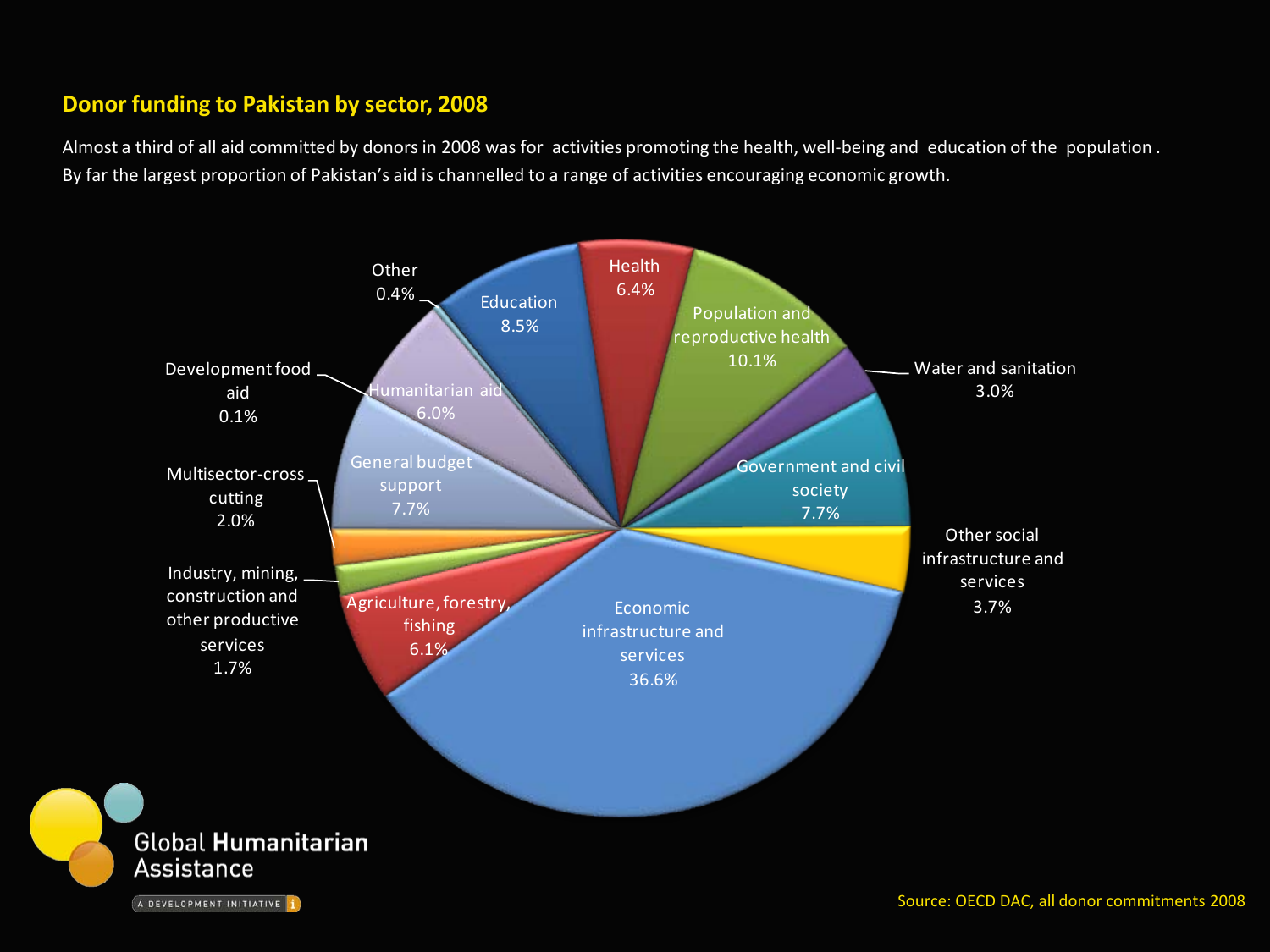## Donor funding to Pakistan by sector, 2008

Almost a third of all aid committed by donors in 2008 was for activities promoting the health, well-being and education of the population. By far the largest proportion of Pakistan's aid is channelled to a range of activities encouraging economic growth.

| Sector | Share |
| --- | --- |
| Health | 6.4% |
| Population and reproductive health | 10.1% |
| Water and sanitation | 3.0% |
| Government and civil society | 7.7% |
| Other social infrastructure and services | 3.7% |
| Economic infrastructure and services | 36.6% |
| Agriculture, forestry, fishing | 6.1% |
| Industry, mining, construction and other productive services | 1.7% |
| Multisector-cross cutting | 2.0% |
| General budget support | 7.7% |
| Development food aid | 0.1% |
| Humanitarian aid | 6.0% |
| Other | 0.4% |
| Education | 8.5% |

Source: OECD DAC, all donor commitments 2008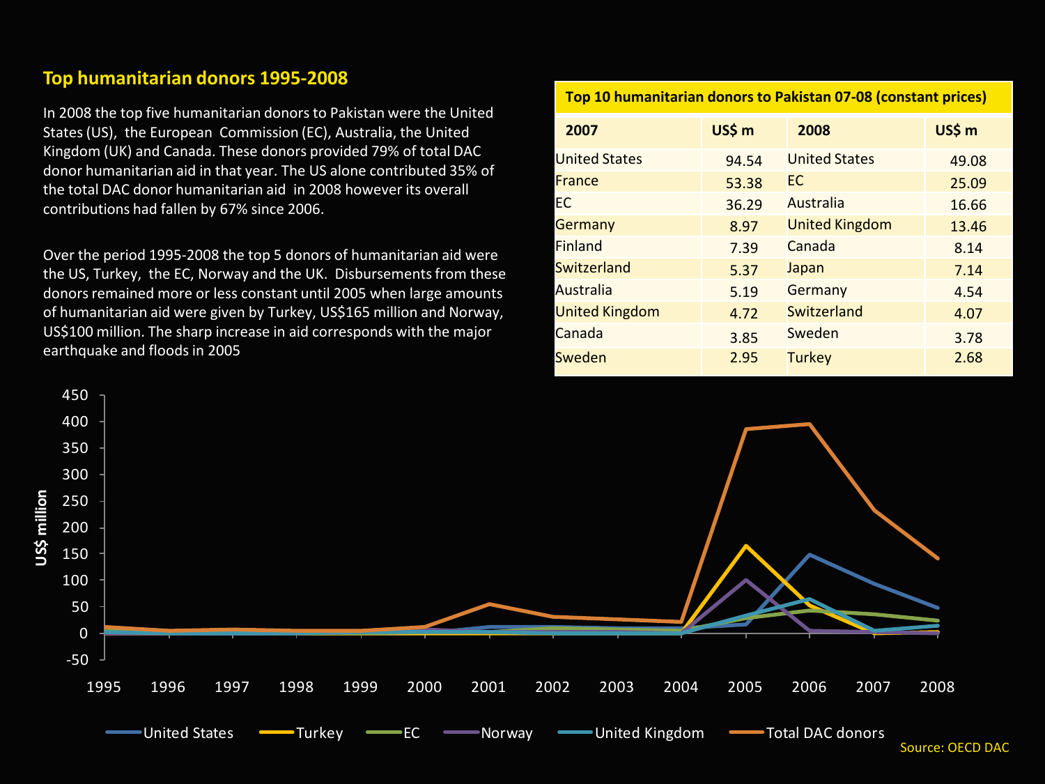## Top humanitarian donors 1995-2008

In 2008 the top five humanitarian donors to Pakistan were the United States (US), the European Commission (EC), Australia, the United Kingdom (UK) and Canada. These donors provided 79% of total DAC donor humanitarian aid in that year. The US alone contributed 35% of the total DAC donor humanitarian aid in 2008 however its overall contributions had fallen by 67% since 2006.

Over the period 1995-2008 the top 5 donors of humanitarian aid were the US, Turkey, the EC, Norway and the UK. Disbursements from these donors remained more or less constant until 2005 when large amounts of humanitarian aid were given by Turkey, US$165 million and Norway, US$100 million. The sharp increase in aid corresponds with the major earthquake and floods in 2005

**Top 10 humanitarian donors to Pakistan 07-08 (constant prices)**

| 2007 | US$ m | 2008 | US$ m |
|---|---|---|---|
| United States | 94.54 | United States | 49.08 |
| France | 53.38 | EC | 25.09 |
| EC | 36.29 | Australia | 16.66 |
| Germany | 8.97 | United Kingdom | 13.46 |
| Finland | 7.39 | Canada | 8.14 |
| Switzerland | 5.37 | Japan | 7.14 |
| Australia | 5.19 | Germany | 4.54 |
| United Kingdom | 4.72 | Switzerland | 4.07 |
| Canada | 3.85 | Sweden | 3.78 |
| Sweden | 2.95 | Turkey | 2.68 |

Source: OECD DAC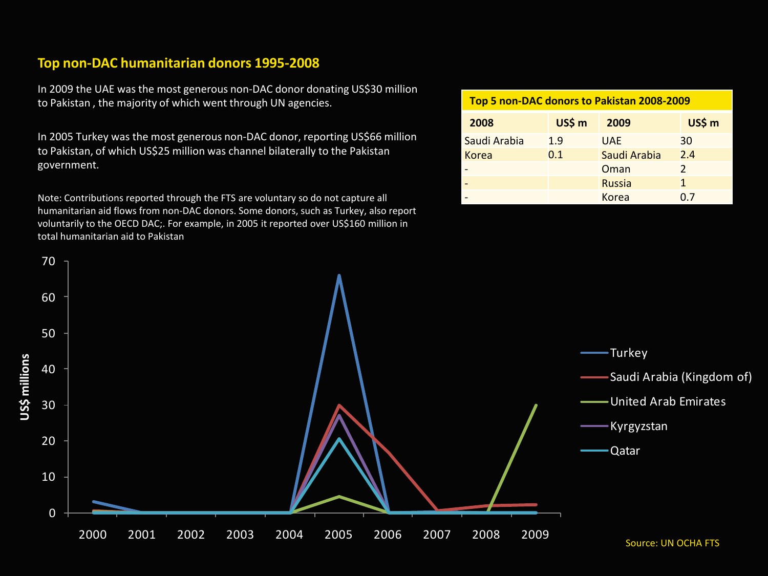## Top non-DAC humanitarian donors 1995-2008

In 2009 the UAE was the most generous non-DAC donor donating US$30 million to Pakistan , the majority of which went through UN agencies.

In 2005 Turkey was the most generous non-DAC donor, reporting US$66 million to Pakistan, of which US$25 million was channel bilaterally to the Pakistan government.

Note: Contributions reported through the FTS are voluntary so do not capture all humanitarian aid flows from non-DAC donors. Some donors, such as Turkey, also report voluntarily to the OECD DAC;. For example, in 2005 it reported over US$160 million in total humanitarian aid to Pakistan

**Top 5 non-DAC donors to Pakistan 2008-2009**

| 2008 | US$ m | 2009 | US$ m |
|---|---|---|---|
| Saudi Arabia | 1.9 | UAE | 30 |
| Korea | 0.1 | Saudi Arabia | 2.4 |
| - | | Oman | 2 |
| - | | Russia | 1 |
| - | | Korea | 0.7 |

US$ millions

70, 60, 50, 40, 30, 20, 10, 0

2000, 2001, 2002, 2003, 2004, 2005, 2006, 2007, 2008, 2009

Turkey, Saudi Arabia (Kingdom of), United Arab Emirates, Kyrgyzstan, Qatar

Source: UN OCHA FTS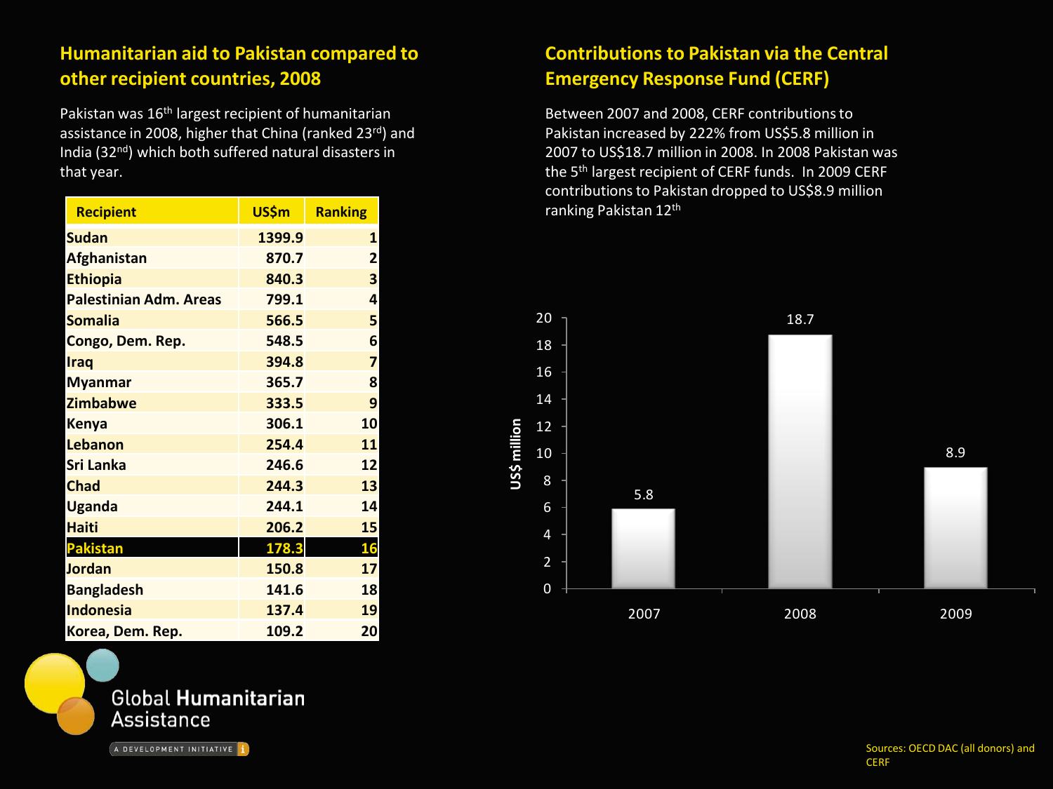## Humanitarian aid to Pakistan compared to other recipient countries, 2008

Pakistan was 16th largest recipient of humanitarian assistance in 2008, higher that China (ranked 23rd) and India (32nd) which both suffered natural disasters in that year.

| Recipient | US$m | Ranking |
|---|---|---|
| Sudan | 1399.9 | 1 |
| Afghanistan | 870.7 | 2 |
| Ethiopia | 840.3 | 3 |
| Palestinian Adm. Areas | 799.1 | 4 |
| Somalia | 566.5 | 5 |
| Congo, Dem. Rep. | 548.5 | 6 |
| Iraq | 394.8 | 7 |
| Myanmar | 365.7 | 8 |
| Zimbabwe | 333.5 | 9 |
| Kenya | 306.1 | 10 |
| Lebanon | 254.4 | 11 |
| Sri Lanka | 246.6 | 12 |
| Chad | 244.3 | 13 |
| Uganda | 244.1 | 14 |
| Haiti | 206.2 | 15 |
| **Pakistan** | **178.3** | **16** |
| Jordan | 150.8 | 17 |
| Bangladesh | 141.6 | 18 |
| Indonesia | 137.4 | 19 |
| Korea, Dem. Rep. | 109.2 | 20 |

## Contributions to Pakistan via the Central Emergency Response Fund (CERF)

Between 2007 and 2008, CERF contributions to Pakistan increased by 222% from US$5.8 million in 2007 to US$18.7 million in 2008. In 2008 Pakistan was the 5th largest recipient of CERF funds. In 2009 CERF contributions to Pakistan dropped to US$8.9 million ranking Pakistan 12th

| Year | US$ million |
|---|---|
| 2007 | 5.8 |
| 2008 | 18.7 |
| 2009 | 8.9 |

Sources: OECD DAC (all donors) and CERF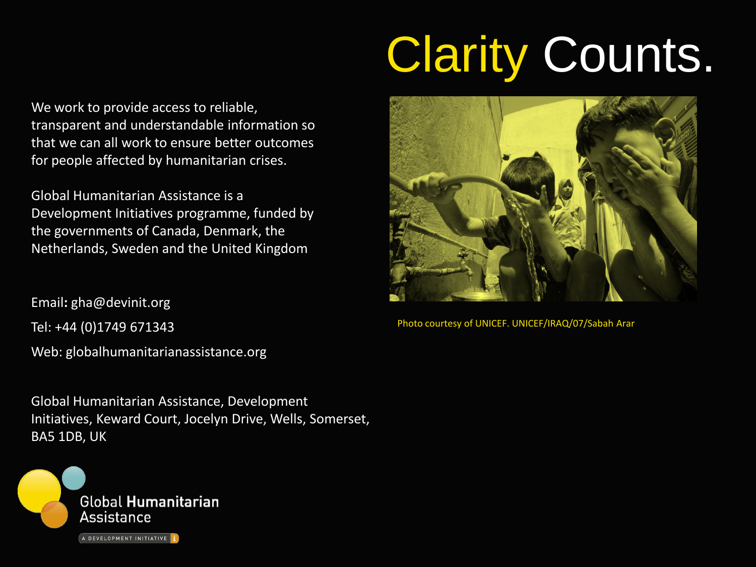# Clarity Counts.

We work to provide access to reliable, transparent and understandable information so that we can all work to ensure better outcomes for people affected by humanitarian crises.

Global Humanitarian Assistance is a Development Initiatives programme, funded by the governments of Canada, Denmark, the Netherlands, Sweden and the United Kingdom

Email: gha@devinit.org

Tel: +44 (0)1749 671343

Web: globalhumanitarianassistance.org

Global Humanitarian Assistance, Development Initiatives, Keward Court, Jocelyn Drive, Wells, Somerset, BA5 1DB, UK

Photo courtesy of UNICEF. UNICEF/IRAQ/07/Sabah Arar

Global **Humanitarian** Assistance

A DEVELOPMENT INITIATIVE